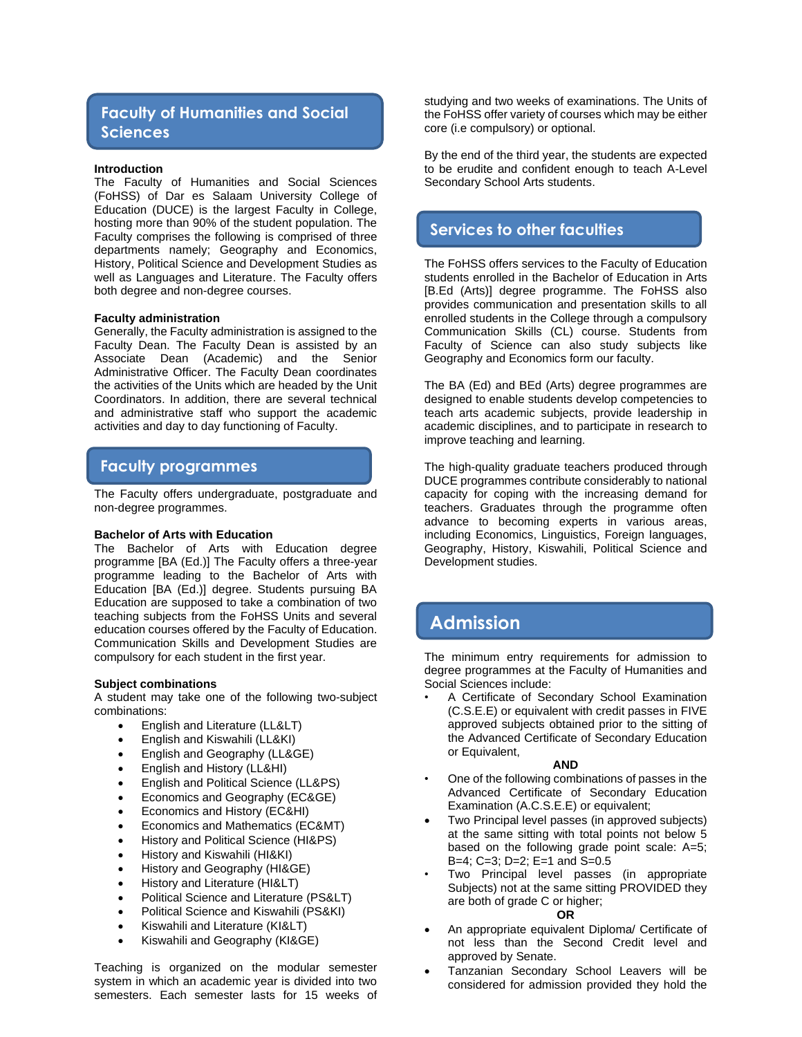## Faculty of Humanities and Social Sciences

**Introduction**

The Faculty of Humanities and Social Sciences (FoHSS) of Dar es Salaam University College of Education (DUCE) is the largest Faculty in College, hosting more than 90% of the student population. The Faculty comprises the following is comprised of three departments namely; Geography and Economics, History, Political Science and Development Studies as well as Languages and Literature. The Faculty offers both degree and non-degree courses.

**Faculty administration**

Generally, the Faculty administration is assigned to the Faculty Dean. The Faculty Dean is assisted by an Associate Dean (Academic) and the Senior Administrative Officer. The Faculty Dean coordinates the activities of the Units which are headed by the Unit Coordinators. In addition, there are several technical and administrative staff who support the academic activities and day to day functioning of Faculty.

## Faculty programmes

The Faculty offers undergraduate, postgraduate and non-degree programmes.

**Bachelor of Arts with Education**

The Bachelor of Arts with Education degree programme [BA (Ed.)] The Faculty offers a three-year programme leading to the Bachelor of Arts with Education [BA (Ed.)] degree. Students pursuing BA Education are supposed to take a combination of two teaching subjects from the FoHSS Units and several education courses offered by the Faculty of Education. Communication Skills and Development Studies are compulsory for each student in the first year.

**Subject combinations**

A student may take one of the following two-subject combinations:

- English and Literature (LL&LT)
- English and Kiswahili (LL&KI)
- English and Geography (LL&GE)
- English and History (LL&HI)
- English and Political Science (LL&PS)
- Economics and Geography (EC&GE)
- Economics and History (EC&HI)
- Economics and Mathematics (EC&MT)
- History and Political Science (HI&PS)
- History and Kiswahili (HI&KI)
- History and Geography (HI&GE)
- History and Literature (HI&LT)
- Political Science and Literature (PS&LT)
- Political Science and Kiswahili (PS&KI)
- Kiswahili and Literature (KI&LT)
- Kiswahili and Geography (KI&GE)

Teaching is organized on the modular semester system in which an academic year is divided into two semesters. Each semester lasts for 15 weeks of studying and two weeks of examinations. The Units of the FoHSS offer variety of courses which may be either core (i.e compulsory) or optional.

By the end of the third year, the students are expected to be erudite and confident enough to teach A-Level Secondary School Arts students.

## Services to other faculties

The FoHSS offers services to the Faculty of Education students enrolled in the Bachelor of Education in Arts [B.Ed (Arts)] degree programme. The FoHSS also provides communication and presentation skills to all enrolled students in the College through a compulsory Communication Skills (CL) course. Students from Faculty of Science can also study subjects like Geography and Economics form our faculty.

The BA (Ed) and BEd (Arts) degree programmes are designed to enable students develop competencies to teach arts academic subjects, provide leadership in academic disciplines, and to participate in research to improve teaching and learning.

The high-quality graduate teachers produced through DUCE programmes contribute considerably to national capacity for coping with the increasing demand for teachers. Graduates through the programme often advance to becoming experts in various areas, including Economics, Linguistics, Foreign languages, Geography, History, Kiswahili, Political Science and Development studies.

## Admission

The minimum entry requirements for admission to degree programmes at the Faculty of Humanities and Social Sciences include:

- A Certificate of Secondary School Examination (C.S.E.E) or equivalent with credit passes in FIVE approved subjects obtained prior to the sitting of the Advanced Certificate of Secondary Education or Equivalent,

**AND**

- One of the following combinations of passes in the Advanced Certificate of Secondary Education Examination (A.C.S.E.E) or equivalent;
- Two Principal level passes (in approved subjects) at the same sitting with total points not below 5 based on the following grade point scale: A=5; B=4; C=3; D=2; E=1 and S=0.5
- Two Principal level passes (in appropriate Subjects) not at the same sitting PROVIDED they are both of grade C or higher;

**OR**

- An appropriate equivalent Diploma/ Certificate of not less than the Second Credit level and approved by Senate.
- Tanzanian Secondary School Leavers will be considered for admission provided they hold the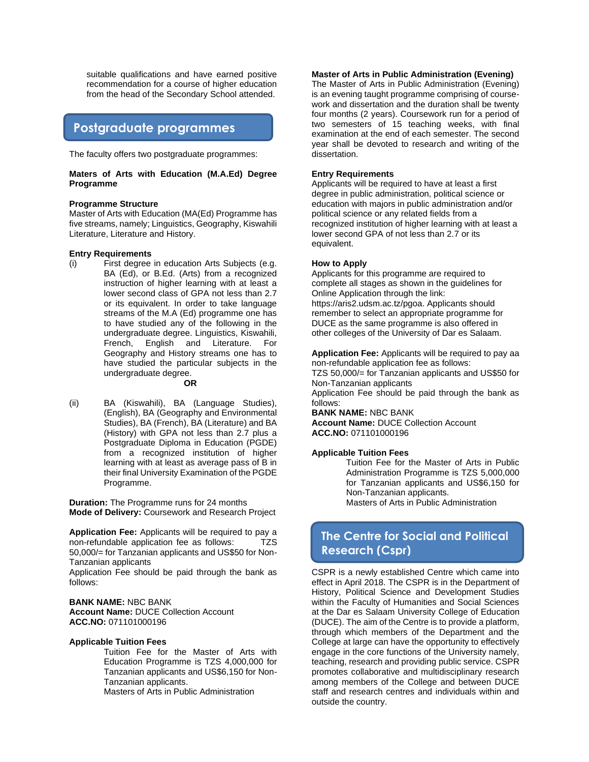suitable qualifications and have earned positive recommendation for a course of higher education from the head of the Secondary School attended.

## Postgraduate programmes

The faculty offers two postgraduate programmes:

**Maters of Arts with Education (M.A.Ed) Degree Programme**

**Programme Structure**
Master of Arts with Education (MA(Ed) Programme has five streams, namely; Linguistics, Geography, Kiswahili Literature, Literature and History.

**Entry Requirements**

(i) First degree in education Arts Subjects (e.g. BA (Ed), or B.Ed. (Arts) from a recognized instruction of higher learning with at least a lower second class of GPA not less than 2.7 or its equivalent. In order to take language streams of the M.A (Ed) programme one has to have studied any of the following in the undergraduate degree. Linguistics, Kiswahili, French, English and Literature. For Geography and History streams one has to have studied the particular subjects in the undergraduate degree.

**OR**

(ii) BA (Kiswahili), BA (Language Studies), (English), BA (Geography and Environmental Studies), BA (French), BA (Literature) and BA (History) with GPA not less than 2.7 plus a Postgraduate Diploma in Education (PGDE) from a recognized institution of higher learning with at least as average pass of B in their final University Examination of the PGDE Programme.

**Duration:** The Programme runs for 24 months
**Mode of Delivery:** Coursework and Research Project

**Application Fee:** Applicants will be required to pay a non-refundable application fee as follows: TZS 50,000/= for Tanzanian applicants and US$50 for Non-Tanzanian applicants
Application Fee should be paid through the bank as follows:

**BANK NAME:** NBC BANK
**Account Name:** DUCE Collection Account
**ACC.NO:** 071101000196

**Applicable Tuition Fees**

Tuition Fee for the Master of Arts with Education Programme is TZS 4,000,000 for Tanzanian applicants and US$6,150 for Non-Tanzanian applicants.
Masters of Arts in Public Administration

**Master of Arts in Public Administration (Evening)**
The Master of Arts in Public Administration (Evening) is an evening taught programme comprising of course-work and dissertation and the duration shall be twenty four months (2 years). Coursework run for a period of two semesters of 15 teaching weeks, with final examination at the end of each semester. The second year shall be devoted to research and writing of the dissertation.

**Entry Requirements**
Applicants will be required to have at least a first degree in public administration, political science or education with majors in public administration and/or political science or any related fields from a recognized institution of higher learning with at least a lower second GPA of not less than 2.7 or its equivalent.

**How to Apply**
Applicants for this programme are required to complete all stages as shown in the guidelines for Online Application through the link: https://aris2.udsm.ac.tz/pgoa. Applicants should remember to select an appropriate programme for DUCE as the same programme is also offered in other colleges of the University of Dar es Salaam.

**Application Fee:** Applicants will be required to pay aa non-refundable application fee as follows:
TZS 50,000/= for Tanzanian applicants and US$50 for Non-Tanzanian applicants
Application Fee should be paid through the bank as follows:
**BANK NAME:** NBC BANK
**Account Name:** DUCE Collection Account
**ACC.NO:** 071101000196

**Applicable Tuition Fees**

Tuition Fee for the Master of Arts in Public Administration Programme is TZS 5,000,000 for Tanzanian applicants and US$6,150 for Non-Tanzanian applicants.
Masters of Arts in Public Administration

## The Centre for Social and Political Research (Cspr)

CSPR is a newly established Centre which came into effect in April 2018. The CSPR is in the Department of History, Political Science and Development Studies within the Faculty of Humanities and Social Sciences at the Dar es Salaam University College of Education (DUCE). The aim of the Centre is to provide a platform, through which members of the Department and the College at large can have the opportunity to effectively engage in the core functions of the University namely, teaching, research and providing public service. CSPR promotes collaborative and multidisciplinary research among members of the College and between DUCE staff and research centres and individuals within and outside the country.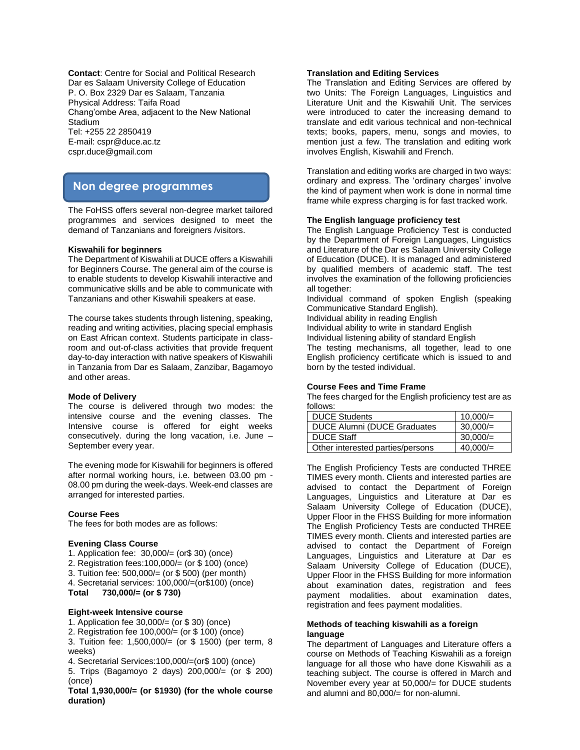**Contact**: Centre for Social and Political Research
Dar es Salaam University College of Education
P. O. Box 2329 Dar es Salaam, Tanzania
Physical Address: Taifa Road
Chang'ombe Area, adjacent to the New National Stadium
Tel: +255 22 2850419
E-mail: cspr@duce.ac.tz
cspr.duce@gmail.com

## Non degree programmes

The FoHSS offers several non-degree market tailored programmes and services designed to meet the demand of Tanzanians and foreigners /visitors.

**Kiswahili for beginners**
The Department of Kiswahili at DUCE offers a Kiswahili for Beginners Course. The general aim of the course is to enable students to develop Kiswahili interactive and communicative skills and be able to communicate with Tanzanians and other Kiswahili speakers at ease.

The course takes students through listening, speaking, reading and writing activities, placing special emphasis on East African context. Students participate in class-room and out-of-class activities that provide frequent day-to-day interaction with native speakers of Kiswahili in Tanzania from Dar es Salaam, Zanzibar, Bagamoyo and other areas.

**Mode of Delivery**
The course is delivered through two modes: the intensive course and the evening classes. The Intensive course is offered for eight weeks consecutively. during the long vacation, i.e. June – September every year.

The evening mode for Kiswahili for beginners is offered after normal working hours, i.e. between 03.00 pm - 08.00 pm during the week-days. Week-end classes are arranged for interested parties.

**Course Fees**
The fees for both modes are as follows:

**Evening Class Course**
1. Application fee:  30,000/= (or$ 30) (once)
2. Registration fees:100,000/= (or $ 100) (once)
3. Tuition fee: 500,000/= (or $ 500) (per month)
4. Secretarial services: 100,000/=(or$100) (once)
**Total    730,000/= (or $ 730)**

**Eight-week Intensive course**
1. Application fee 30,000/= (or $ 30) (once)
2. Registration fee 100,000/= (or $ 100) (once)
3. Tuition fee: 1,500,000/= (or $ 1500) (per term, 8 weeks)
4. Secretarial Services:100,000/=(or$ 100) (once)
5. Trips (Bagamoyo 2 days) 200,000/= (or $ 200) (once)
**Total 1,930,000/= (or $1930) (for the whole course duration)**

**Translation and Editing Services**
The Translation and Editing Services are offered by two Units: The Foreign Languages, Linguistics and Literature Unit and the Kiswahili Unit. The services were introduced to cater the increasing demand to translate and edit various technical and non-technical texts; books, papers, menu, songs and movies, to mention just a few. The translation and editing work involves English, Kiswahili and French.

Translation and editing works are charged in two ways: ordinary and express. The 'ordinary charges' involve the kind of payment when work is done in normal time frame while express charging is for fast tracked work.

**The English language proficiency test**
The English Language Proficiency Test is conducted by the Department of Foreign Languages, Linguistics and Literature of the Dar es Salaam University College of Education (DUCE). It is managed and administered by qualified members of academic staff. The test involves the examination of the following proficiencies all together:
Individual command of spoken English (speaking Communicative Standard English).
Individual ability in reading English
Individual ability to write in standard English
Individual listening ability of standard English
The testing mechanisms, all together, lead to one English proficiency certificate which is issued to and born by the tested individual.

**Course Fees and Time Frame**
The fees charged for the English proficiency test are as follows:

| DUCE Students | 10,000/= |
|---|---|
| DUCE Alumni (DUCE Graduates | 30,000/= |
| DUCE Staff | 30,000/= |
| Other interested parties/persons | 40,000/= |

The English Proficiency Tests are conducted THREE TIMES every month. Clients and interested parties are advised to contact the Department of Foreign Languages, Linguistics and Literature at Dar es Salaam University College of Education (DUCE), Upper Floor in the FHSS Building for more information The English Proficiency Tests are conducted THREE TIMES every month. Clients and interested parties are advised to contact the Department of Foreign Languages, Linguistics and Literature at Dar es Salaam University College of Education (DUCE), Upper Floor in the FHSS Building for more information about examination dates, registration and fees payment modalities. about examination dates, registration and fees payment modalities.

**Methods of teaching kiswahili as a foreign language**
The department of Languages and Literature offers a course on Methods of Teaching Kiswahili as a foreign language for all those who have done Kiswahili as a teaching subject. The course is offered in March and November every year at 50,000/= for DUCE students and alumni and 80,000/= for non-alumni.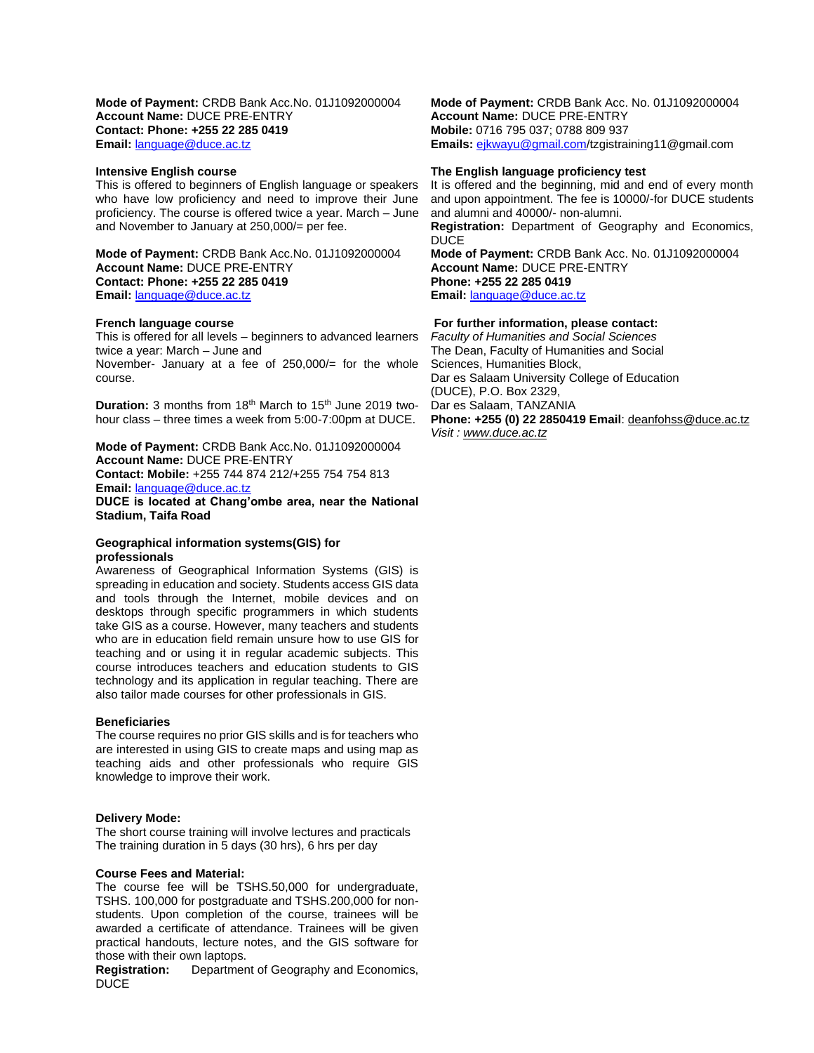**Mode of Payment:** CRDB Bank Acc.No. 01J1092000004
**Account Name:** DUCE PRE-ENTRY
**Contact: Phone: +255 22 285 0419**
**Email:** language@duce.ac.tz

### Intensive English course

This is offered to beginners of English language or speakers who have low proficiency and need to improve their June proficiency. The course is offered twice a year. March – June and November to January at 250,000/= per fee.

**Mode of Payment:** CRDB Bank Acc.No. 01J1092000004
**Account Name:** DUCE PRE-ENTRY
**Contact: Phone: +255 22 285 0419**
**Email:** language@duce.ac.tz

### French language course

This is offered for all levels – beginners to advanced learners twice a year: March – June and
November- January at a fee of 250,000/= for the whole course.

**Duration:** 3 months from 18th March to 15th June 2019 two-hour class – three times a week from 5:00-7:00pm at DUCE.

**Mode of Payment:** CRDB Bank Acc.No. 01J1092000004
**Account Name:** DUCE PRE-ENTRY
**Contact: Mobile:** +255 744 874 212/+255 754 754 813
**Email:** language@duce.ac.tz
**DUCE is located at Chang'ombe area, near the National Stadium, Taifa Road**

### Geographical information systems(GIS) for professionals

Awareness of Geographical Information Systems (GIS) is spreading in education and society. Students access GIS data and tools through the Internet, mobile devices and on desktops through specific programmers in which students take GIS as a course. However, many teachers and students who are in education field remain unsure how to use GIS for teaching and or using it in regular academic subjects. This course introduces teachers and education students to GIS technology and its application in regular teaching. There are also tailor made courses for other professionals in GIS.

### Beneficiaries

The course requires no prior GIS skills and is for teachers who are interested in using GIS to create maps and using map as teaching aids and other professionals who require GIS knowledge to improve their work.

### Delivery Mode:

The short course training will involve lectures and practicals
The training duration in 5 days (30 hrs), 6 hrs per day

### Course Fees and Material:

The course fee will be TSHS.50,000 for undergraduate, TSHS. 100,000 for postgraduate and TSHS.200,000 for non-students. Upon completion of the course, trainees will be awarded a certificate of attendance. Trainees will be given practical handouts, lecture notes, and the GIS software for those with their own laptops.
**Registration:** Department of Geography and Economics, DUCE

**Mode of Payment:** CRDB Bank Acc. No. 01J1092000004
**Account Name:** DUCE PRE-ENTRY
**Mobile:** 0716 795 037; 0788 809 937
**Emails:** ejkwayu@gmail.com/tzgistraining11@gmail.com

### The English language proficiency test

It is offered and the beginning, mid and end of every month and upon appointment. The fee is 10000/-for DUCE students and alumni and 40000/- non-alumni.
**Registration:** Department of Geography and Economics, DUCE
**Mode of Payment:** CRDB Bank Acc. No. 01J1092000004
**Account Name:** DUCE PRE-ENTRY
**Phone: +255 22 285 0419**
**Email:** language@duce.ac.tz

### For further information, please contact:

*Faculty of Humanities and Social Sciences*
The Dean, Faculty of Humanities and Social Sciences, Humanities Block,
Dar es Salaam University College of Education (DUCE), P.O. Box 2329,
Dar es Salaam, TANZANIA
**Phone: +255 (0) 22 2850419 Email**: deanfohss@duce.ac.tz
*Visit : www.duce.ac.tz*